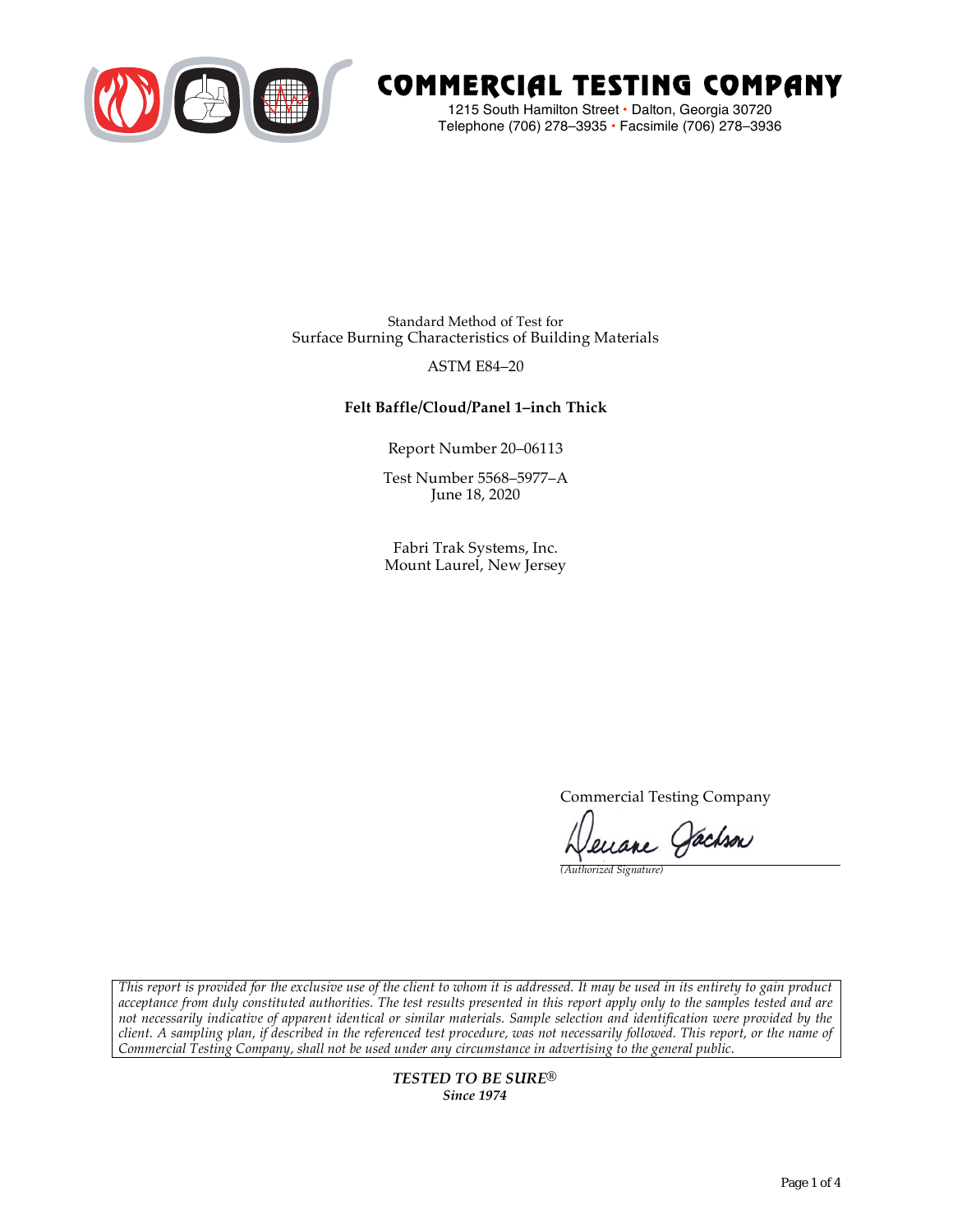# COMMERCIAL TESTING COMPANY

1215 South Hamilton Street • Dalton, Georgia 30720
Telephone (706) 278–3935 • Facsimile (706) 278–3936

Standard Method of Test for
Surface Burning Characteristics of Building Materials

ASTM E84–20

**Felt Baffle/Cloud/Panel 1–inch Thick**

Report Number 20–06113

Test Number 5568–5977–A
June 18, 2020

Fabri Trak Systems, Inc.
Mount Laurel, New Jersey

Commercial Testing Company

Deuane Jackson
*(Authorized Signature)*

*This report is provided for the exclusive use of the client to whom it is addressed. It may be used in its entirety to gain product acceptance from duly constituted authorities. The test results presented in this report apply only to the samples tested and are not necessarily indicative of apparent identical or similar materials. Sample selection and identification were provided by the client. A sampling plan, if described in the referenced test procedure, was not necessarily followed. This report, or the name of Commercial Testing Company, shall not be used under any circumstance in advertising to the general public.*

***TESTED TO BE SURE®***
***Since 1974***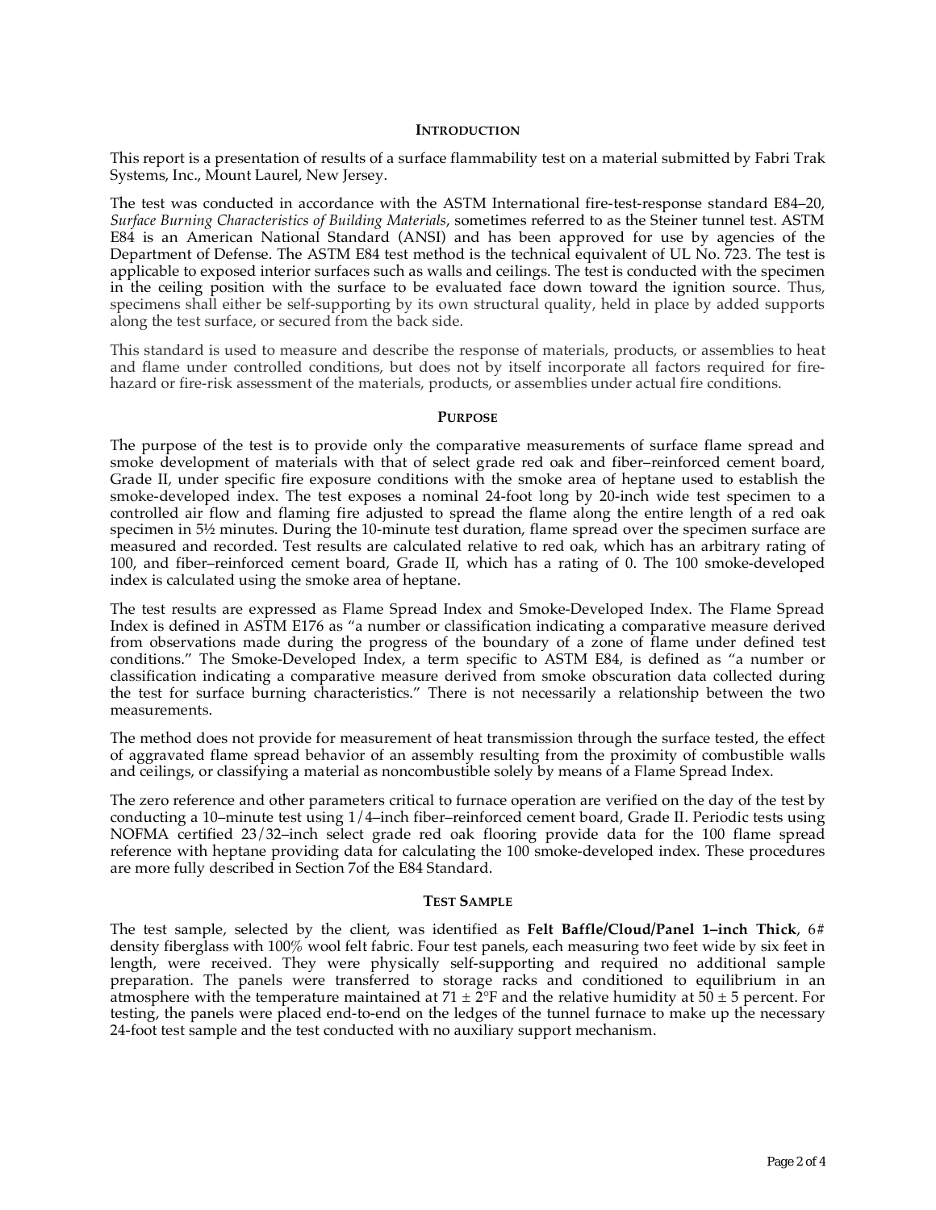## Introduction

This report is a presentation of results of a surface flammability test on a material submitted by Fabri Trak Systems, Inc., Mount Laurel, New Jersey.

The test was conducted in accordance with the ASTM International fire-test-response standard E84–20, *Surface Burning Characteristics of Building Materials*, sometimes referred to as the Steiner tunnel test. ASTM E84 is an American National Standard (ANSI) and has been approved for use by agencies of the Department of Defense. The ASTM E84 test method is the technical equivalent of UL No. 723. The test is applicable to exposed interior surfaces such as walls and ceilings. The test is conducted with the specimen in the ceiling position with the surface to be evaluated face down toward the ignition source. Thus, specimens shall either be self-supporting by its own structural quality, held in place by added supports along the test surface, or secured from the back side.

This standard is used to measure and describe the response of materials, products, or assemblies to heat and flame under controlled conditions, but does not by itself incorporate all factors required for fire-hazard or fire-risk assessment of the materials, products, or assemblies under actual fire conditions.

## Purpose

The purpose of the test is to provide only the comparative measurements of surface flame spread and smoke development of materials with that of select grade red oak and fiber–reinforced cement board, Grade II, under specific fire exposure conditions with the smoke area of heptane used to establish the smoke-developed index. The test exposes a nominal 24-foot long by 20-inch wide test specimen to a controlled air flow and flaming fire adjusted to spread the flame along the entire length of a red oak specimen in 5½ minutes. During the 10-minute test duration, flame spread over the specimen surface are measured and recorded. Test results are calculated relative to red oak, which has an arbitrary rating of 100, and fiber–reinforced cement board, Grade II, which has a rating of 0. The 100 smoke-developed index is calculated using the smoke area of heptane.

The test results are expressed as Flame Spread Index and Smoke-Developed Index. The Flame Spread Index is defined in ASTM E176 as "a number or classification indicating a comparative measure derived from observations made during the progress of the boundary of a zone of flame under defined test conditions." The Smoke-Developed Index, a term specific to ASTM E84, is defined as "a number or classification indicating a comparative measure derived from smoke obscuration data collected during the test for surface burning characteristics." There is not necessarily a relationship between the two measurements.

The method does not provide for measurement of heat transmission through the surface tested, the effect of aggravated flame spread behavior of an assembly resulting from the proximity of combustible walls and ceilings, or classifying a material as noncombustible solely by means of a Flame Spread Index.

The zero reference and other parameters critical to furnace operation are verified on the day of the test by conducting a 10–minute test using 1/4–inch fiber–reinforced cement board, Grade II. Periodic tests using NOFMA certified 23/32–inch select grade red oak flooring provide data for the 100 flame spread reference with heptane providing data for calculating the 100 smoke-developed index. These procedures are more fully described in Section 7of the E84 Standard.

## Test Sample

The test sample, selected by the client, was identified as **Felt Baffle/Cloud/Panel 1–inch Thick**, 6# density fiberglass with 100% wool felt fabric. Four test panels, each measuring two feet wide by six feet in length, were received. They were physically self-supporting and required no additional sample preparation. The panels were transferred to storage racks and conditioned to equilibrium in an atmosphere with the temperature maintained at 71 ± 2°F and the relative humidity at 50 ± 5 percent. For testing, the panels were placed end-to-end on the ledges of the tunnel furnace to make up the necessary 24-foot test sample and the test conducted with no auxiliary support mechanism.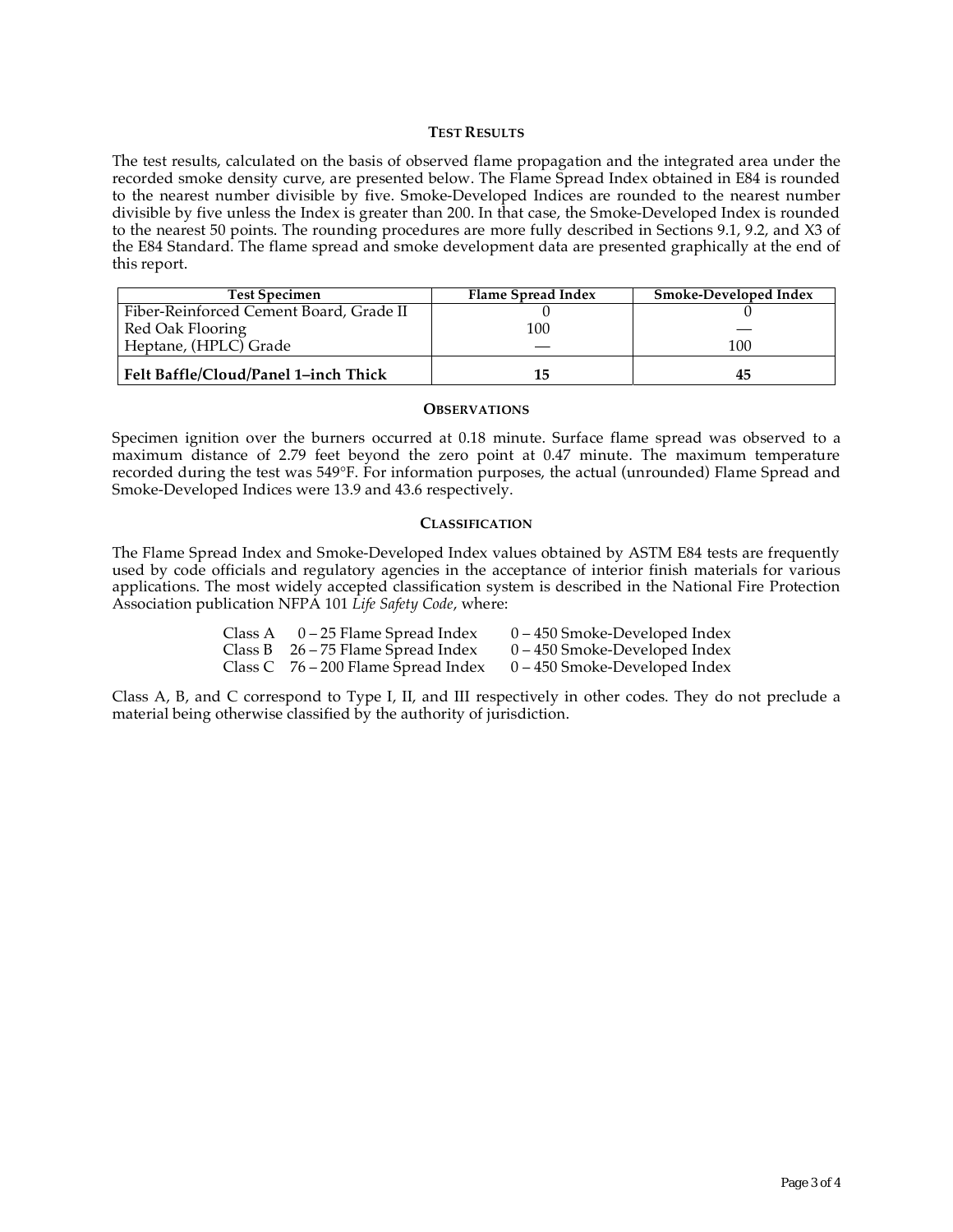## TEST RESULTS

The test results, calculated on the basis of observed flame propagation and the integrated area under the recorded smoke density curve, are presented below. The Flame Spread Index obtained in E84 is rounded to the nearest number divisible by five. Smoke-Developed Indices are rounded to the nearest number divisible by five unless the Index is greater than 200. In that case, the Smoke-Developed Index is rounded to the nearest 50 points. The rounding procedures are more fully described in Sections 9.1, 9.2, and X3 of the E84 Standard. The flame spread and smoke development data are presented graphically at the end of this report.

| Test Specimen | Flame Spread Index | Smoke-Developed Index |
|---|---|---|
| Fiber-Reinforced Cement Board, Grade II | 0 | 0 |
| Red Oak Flooring | 100 | — |
| Heptane, (HPLC) Grade | — | 100 |
| **Felt Baffle/Cloud/Panel 1–inch Thick** | **15** | **45** |

## OBSERVATIONS

Specimen ignition over the burners occurred at 0.18 minute. Surface flame spread was observed to a maximum distance of 2.79 feet beyond the zero point at 0.47 minute. The maximum temperature recorded during the test was 549°F. For information purposes, the actual (unrounded) Flame Spread and Smoke-Developed Indices were 13.9 and 43.6 respectively.

## CLASSIFICATION

The Flame Spread Index and Smoke-Developed Index values obtained by ASTM E84 tests are frequently used by code officials and regulatory agencies in the acceptance of interior finish materials for various applications. The most widely accepted classification system is described in the National Fire Protection Association publication NFPA 101 *Life Safety Code*, where:

| Class | Flame Spread Index | Smoke-Developed Index |
|---|---|---|
| Class A | 0 – 25 Flame Spread Index | 0 – 450 Smoke-Developed Index |
| Class B | 26 – 75 Flame Spread Index | 0 – 450 Smoke-Developed Index |
| Class C | 76 – 200 Flame Spread Index | 0 – 450 Smoke-Developed Index |

Class A, B, and C correspond to Type I, II, and III respectively in other codes. They do not preclude a material being otherwise classified by the authority of jurisdiction.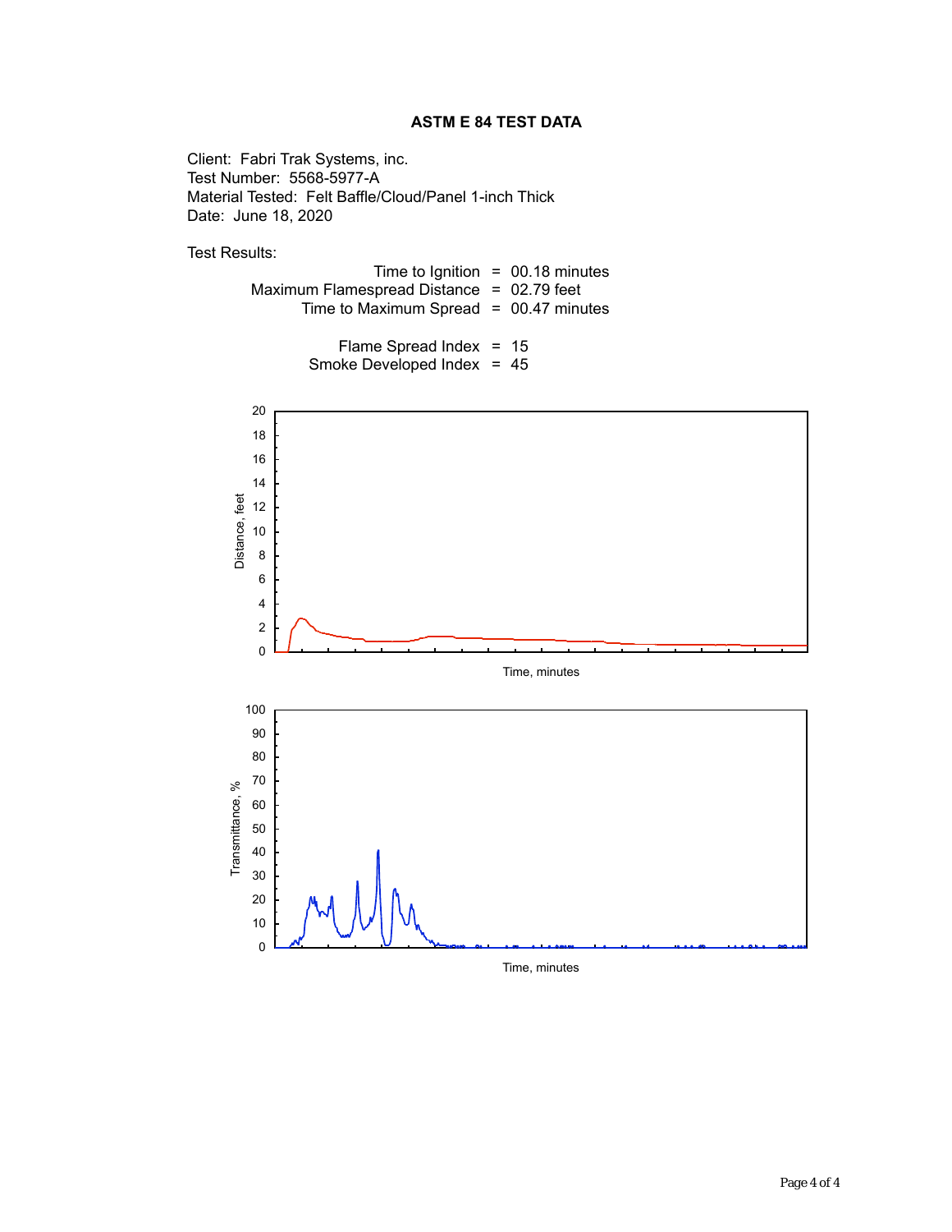# ASTM E 84 TEST DATA

Client: Fabri Trak Systems, inc.
Test Number: 5568-5977-A
Material Tested: Felt Baffle/Cloud/Panel 1-inch Thick
Date: June 18, 2020

Test Results:

Time to Ignition = 00.18 minutes
Maximum Flamespread Distance = 02.79 feet
Time to Maximum Spread = 00.47 minutes

Flame Spread Index = 15
Smoke Developed Index = 45

Distance, feet

20
18
16
14
12
10
8
6
4
2
0

Time, minutes

Transmittance, %

100
90
80
70
60
50
40
30
20
10
0

Time, minutes